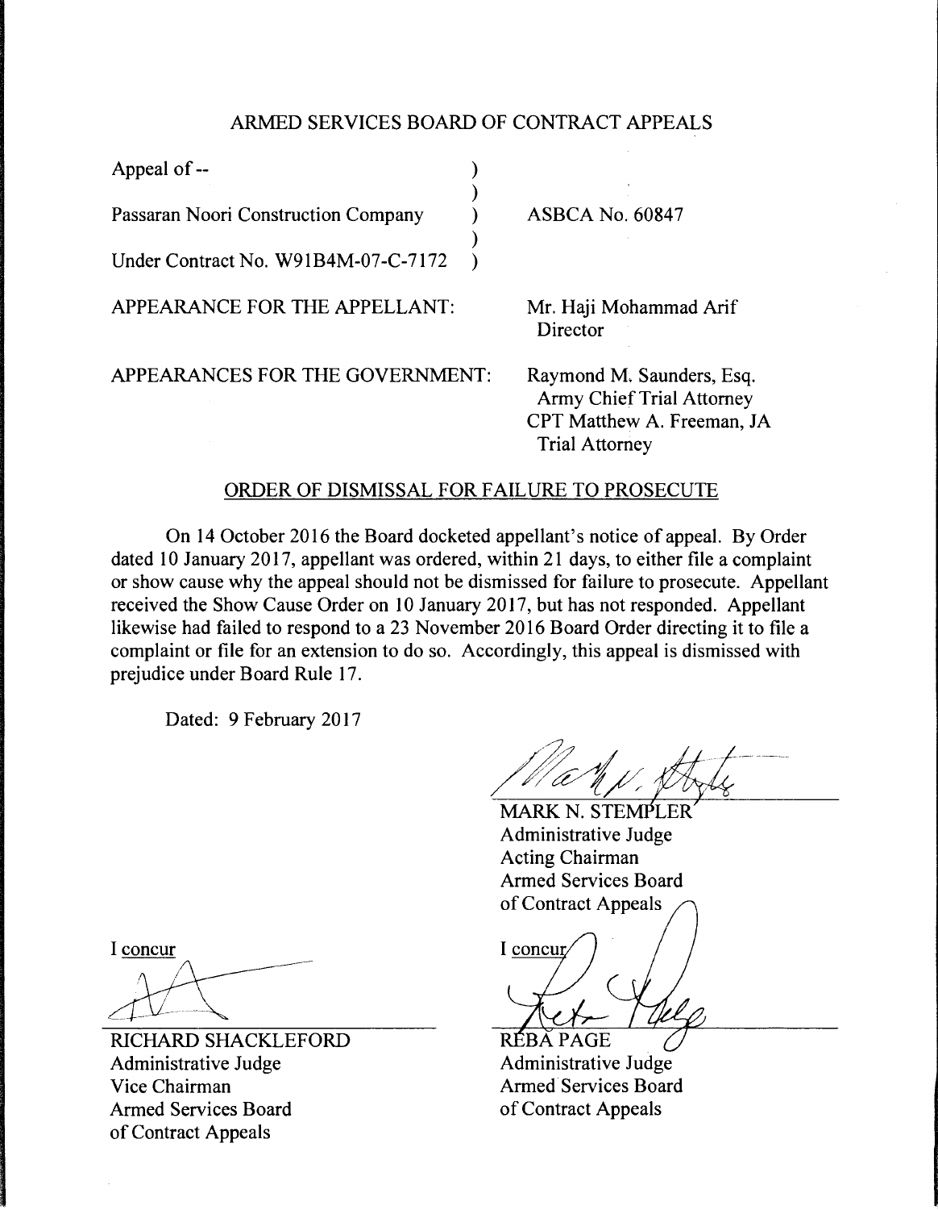# ARMED SERVICES BOARD OF CONTRACT APPEALS

| | | |
|---|---|---|
| Appeal of -- | ) | |
| | ) | |
| Passaran Noori Construction Company | ) | ASBCA No. 60847 |
| | ) | |
| Under Contract No. W91B4M-07-C-7172 | ) | |

APPEARANCE FOR THE APPELLANT: Mr. Haji Mohammad Arif
Director

APPEARANCES FOR THE GOVERNMENT: Raymond M. Saunders, Esq.
Army Chief Trial Attorney
CPT Matthew A. Freeman, JA
Trial Attorney

## ORDER OF DISMISSAL FOR FAILURE TO PROSECUTE

On 14 October 2016 the Board docketed appellant's notice of appeal. By Order dated 10 January 2017, appellant was ordered, within 21 days, to either file a complaint or show cause why the appeal should not be dismissed for failure to prosecute. Appellant received the Show Cause Order on 10 January 2017, but has not responded. Appellant likewise had failed to respond to a 23 November 2016 Board Order directing it to file a complaint or file for an extension to do so. Accordingly, this appeal is dismissed with prejudice under Board Rule 17.

Dated: 9 February 2017

MARK N. STEMPLER
Administrative Judge
Acting Chairman
Armed Services Board
of Contract Appeals

I concur

RICHARD SHACKLEFORD
Administrative Judge
Vice Chairman
Armed Services Board
of Contract Appeals

I concur

REBA PAGE
Administrative Judge
Armed Services Board
of Contract Appeals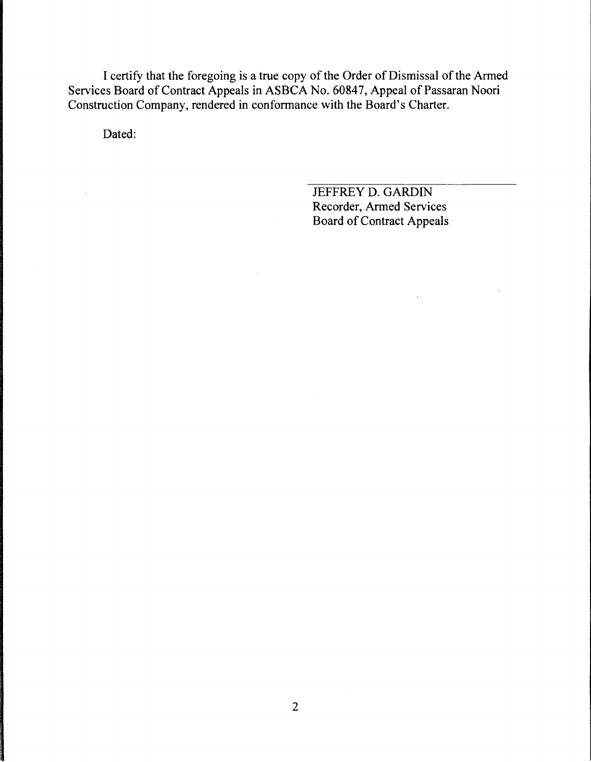I certify that the foregoing is a true copy of the Order of Dismissal of the Armed Services Board of Contract Appeals in ASBCA No. 60847, Appeal of Passaran Noori Construction Company, rendered in conformance with the Board's Charter.

Dated:

JEFFREY D. GARDIN
Recorder, Armed Services
Board of Contract Appeals